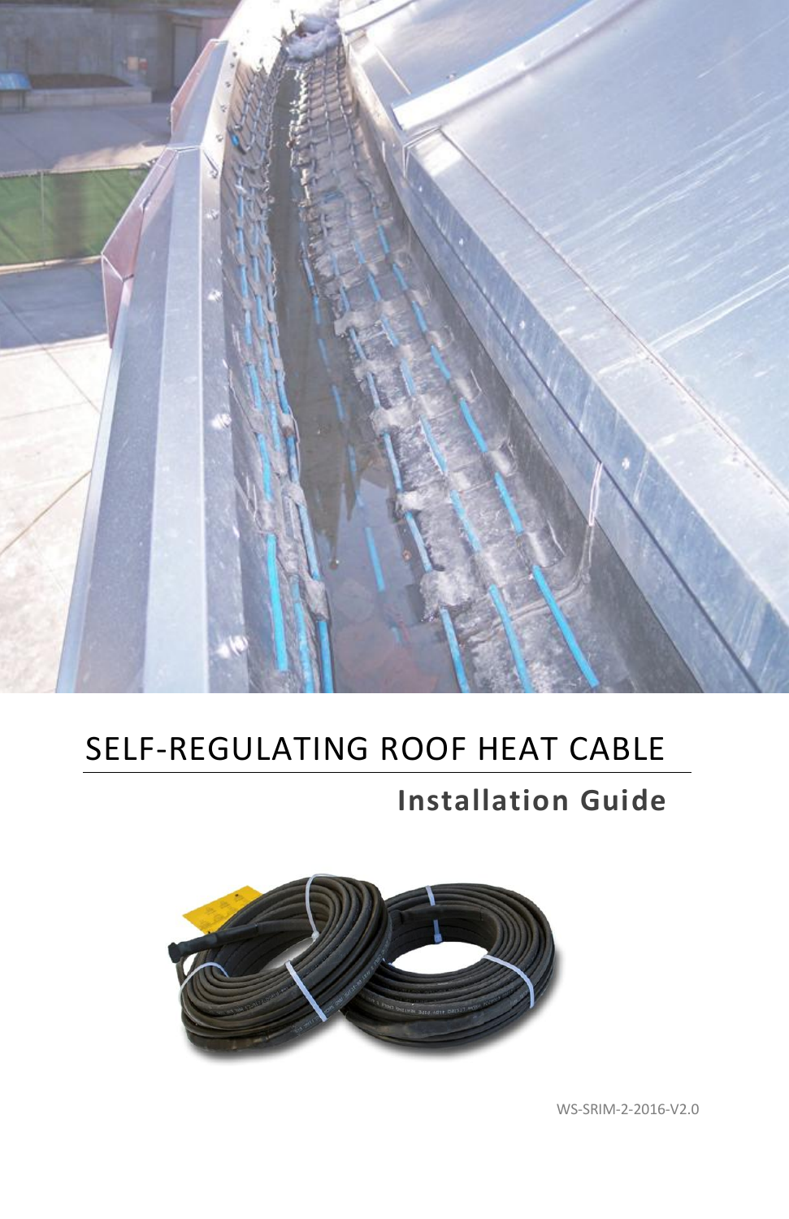# SELF-REGULATING ROOF HEAT CABLE

## Installation Guide

WS-SRIM-2-2016-V2.0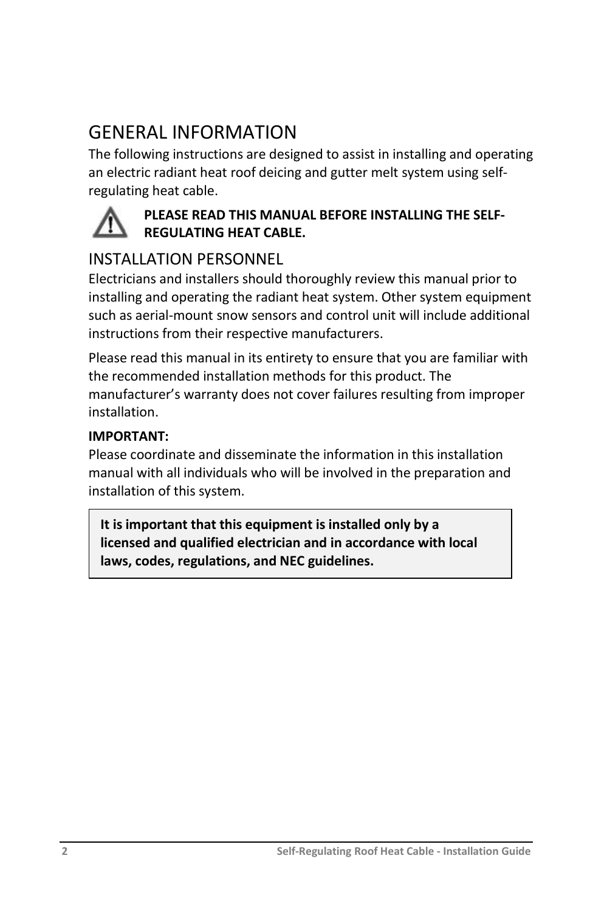# GENERAL INFORMATION

The following instructions are designed to assist in installing and operating an electric radiant heat roof deicing and gutter melt system using self-regulating heat cable.

**PLEASE READ THIS MANUAL BEFORE INSTALLING THE SELF-REGULATING HEAT CABLE.**

## INSTALLATION PERSONNEL

Electricians and installers should thoroughly review this manual prior to installing and operating the radiant heat system. Other system equipment such as aerial-mount snow sensors and control unit will include additional instructions from their respective manufacturers.

Please read this manual in its entirety to ensure that you are familiar with the recommended installation methods for this product. The manufacturer's warranty does not cover failures resulting from improper installation.

**IMPORTANT:**
Please coordinate and disseminate the information in this installation manual with all individuals who will be involved in the preparation and installation of this system.

**It is important that this equipment is installed only by a licensed and qualified electrician and in accordance with local laws, codes, regulations, and NEC guidelines.**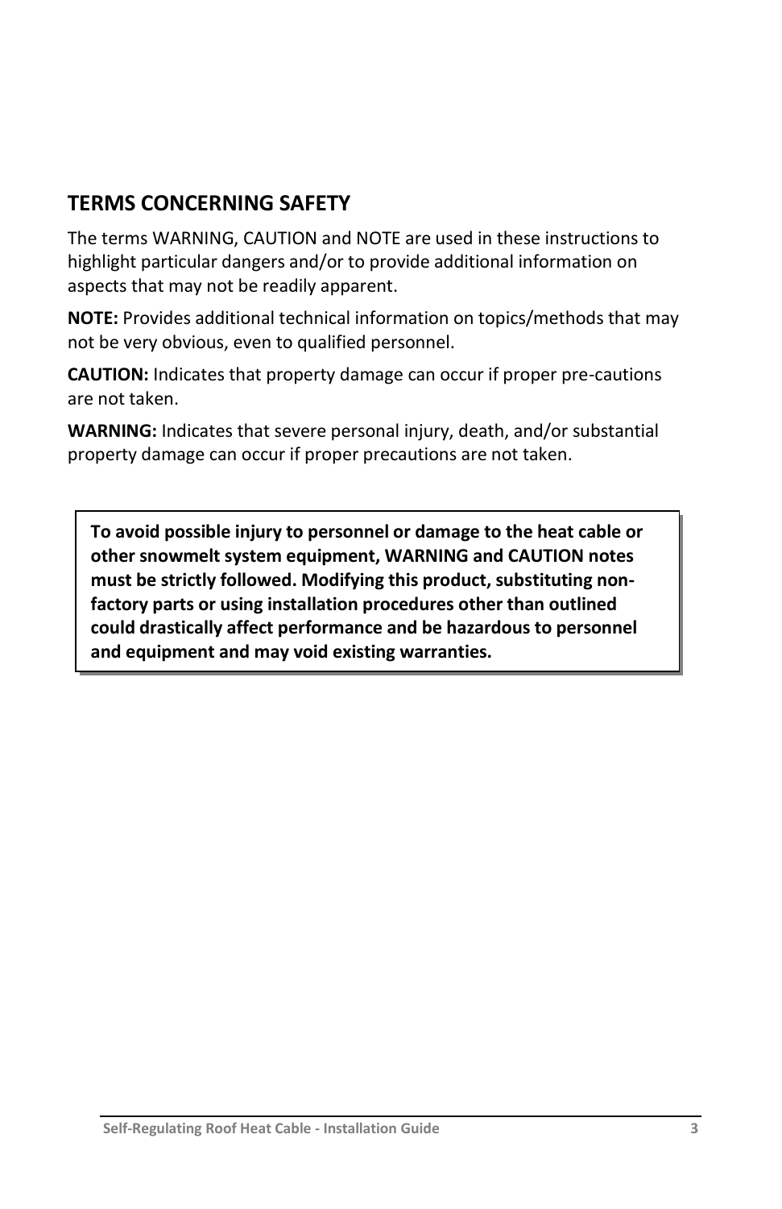## TERMS CONCERNING SAFETY

The terms WARNING, CAUTION and NOTE are used in these instructions to highlight particular dangers and/or to provide additional information on aspects that may not be readily apparent.

**NOTE:** Provides additional technical information on topics/methods that may not be very obvious, even to qualified personnel.

**CAUTION:** Indicates that property damage can occur if proper pre-cautions are not taken.

**WARNING:** Indicates that severe personal injury, death, and/or substantial property damage can occur if proper precautions are not taken.

**To avoid possible injury to personnel or damage to the heat cable or other snowmelt system equipment, WARNING and CAUTION notes must be strictly followed. Modifying this product, substituting non-factory parts or using installation procedures other than outlined could drastically affect performance and be hazardous to personnel and equipment and may void existing warranties.**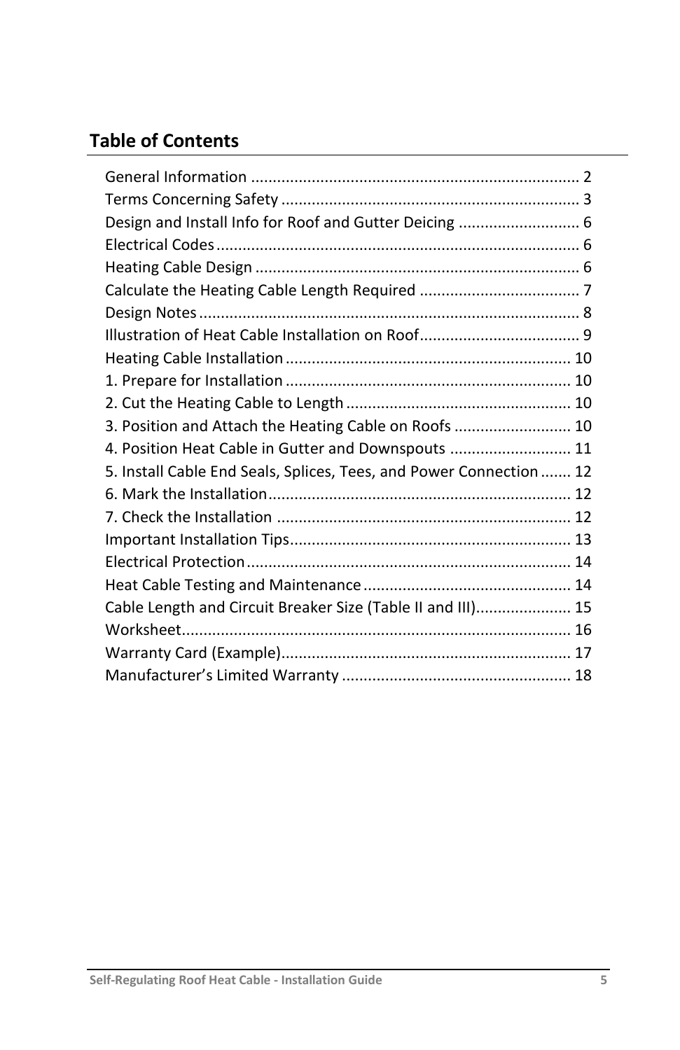## Table of Contents

General Information ........................................................................... 2
Terms Concerning Safety .................................................................... 3
Design and Install Info for Roof and Gutter Deicing ............................ 6
Electrical Codes .................................................................................. 6
Heating Cable Design .......................................................................... 6
Calculate the Heating Cable Length Required ..................................... 7
Design Notes ....................................................................................... 8
Illustration of Heat Cable Installation on Roof..................................... 9
Heating Cable Installation ................................................................. 10
1. Prepare for Installation ................................................................. 10
2. Cut the Heating Cable to Length ................................................... 10
3. Position and Attach the Heating Cable on Roofs ........................... 10
4. Position Heat Cable in Gutter and Downspouts ............................ 11
5. Install Cable End Seals, Splices, Tees, and Power Connection ....... 12
6. Mark the Installation..................................................................... 12
7. Check the Installation ................................................................... 12
Important Installation Tips................................................................ 13
Electrical Protection .......................................................................... 14
Heat Cable Testing and Maintenance ................................................ 14
Cable Length and Circuit Breaker Size (Table II and III)...................... 15
Worksheet......................................................................................... 16
Warranty Card (Example).................................................................. 17
Manufacturer's Limited Warranty .................................................... 18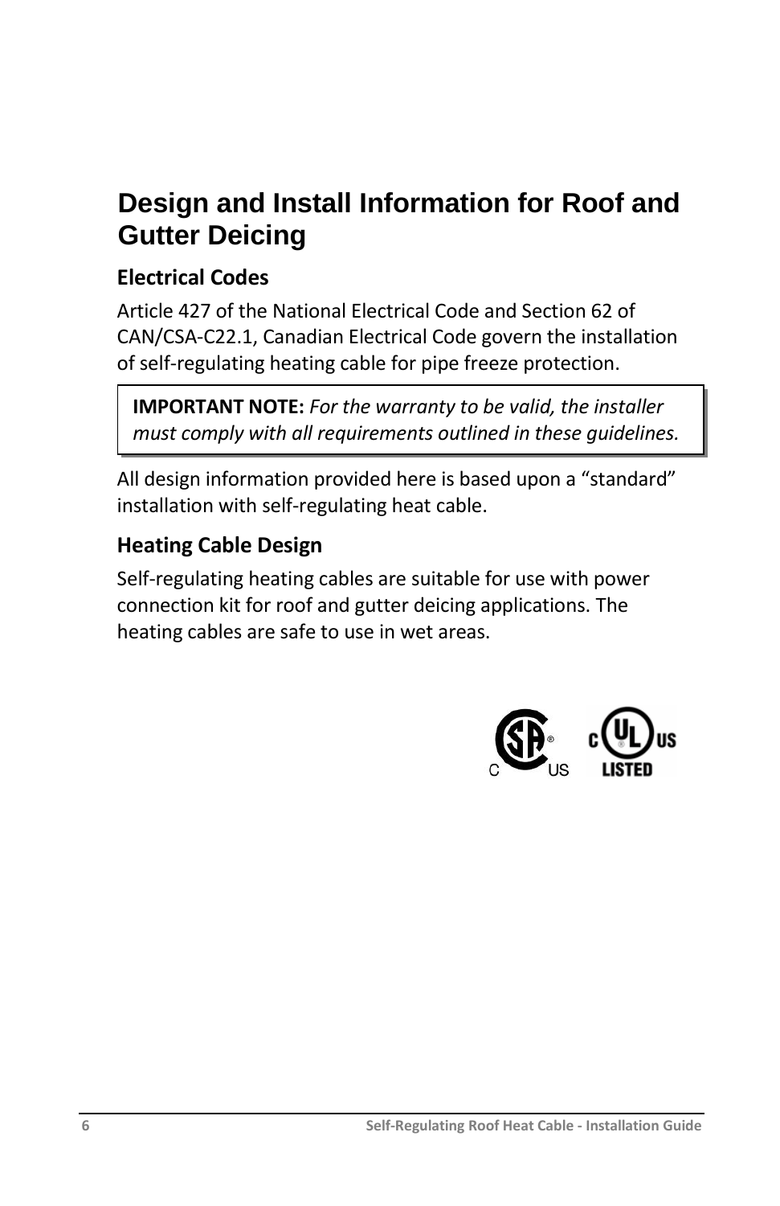# Design and Install Information for Roof and Gutter Deicing

## Electrical Codes

Article 427 of the National Electrical Code and Section 62 of CAN/CSA-C22.1, Canadian Electrical Code govern the installation of self-regulating heating cable for pipe freeze protection.

> **IMPORTANT NOTE:** *For the warranty to be valid, the installer must comply with all requirements outlined in these guidelines.*

All design information provided here is based upon a "standard" installation with self-regulating heat cable.

## Heating Cable Design

Self-regulating heating cables are suitable for use with power connection kit for roof and gutter deicing applications. The heating cables are safe to use in wet areas.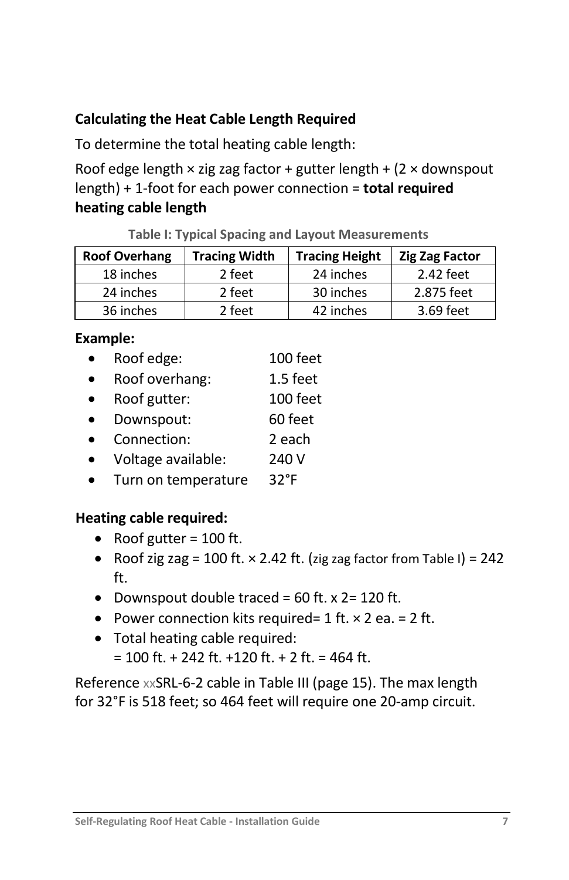### Calculating the Heat Cable Length Required

To determine the total heating cable length:

Roof edge length × zig zag factor + gutter length + (2 × downspout length) + 1-foot for each power connection = **total required heating cable length**

**Table I: Typical Spacing and Layout Measurements**

| Roof Overhang | Tracing Width | Tracing Height | Zig Zag Factor |
|---|---|---|---|
| 18 inches | 2 feet | 24 inches | 2.42 feet |
| 24 inches | 2 feet | 30 inches | 2.875 feet |
| 36 inches | 2 feet | 42 inches | 3.69 feet |

**Example:**

- Roof edge: 100 feet
- Roof overhang: 1.5 feet
- Roof gutter: 100 feet
- Downspout: 60 feet
- Connection: 2 each
- Voltage available: 240 V
- Turn on temperature 32°F

**Heating cable required:**

- Roof gutter = 100 ft.
- Roof zig zag = 100 ft. × 2.42 ft. (zig zag factor from Table I) = 242 ft.
- Downspout double traced = 60 ft. x 2= 120 ft.
- Power connection kits required= 1 ft. × 2 ea. = 2 ft.
- Total heating cable required:
  = 100 ft. + 242 ft. +120 ft. + 2 ft. = 464 ft.

Reference xxSRL-6-2 cable in Table III (page 15). The max length for 32°F is 518 feet; so 464 feet will require one 20-amp circuit.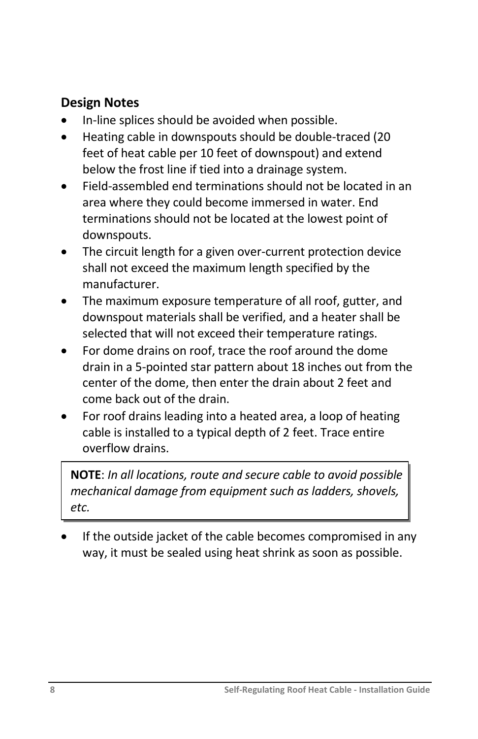## Design Notes

- In-line splices should be avoided when possible.
- Heating cable in downspouts should be double-traced (20 feet of heat cable per 10 feet of downspout) and extend below the frost line if tied into a drainage system.
- Field-assembled end terminations should not be located in an area where they could become immersed in water. End terminations should not be located at the lowest point of downspouts.
- The circuit length for a given over-current protection device shall not exceed the maximum length specified by the manufacturer.
- The maximum exposure temperature of all roof, gutter, and downspout materials shall be verified, and a heater shall be selected that will not exceed their temperature ratings.
- For dome drains on roof, trace the roof around the dome drain in a 5-pointed star pattern about 18 inches out from the center of the dome, then enter the drain about 2 feet and come back out of the drain.
- For roof drains leading into a heated area, a loop of heating cable is installed to a typical depth of 2 feet. Trace entire overflow drains.

> **NOTE**: *In all locations, route and secure cable to avoid possible mechanical damage from equipment such as ladders, shovels, etc.*

- If the outside jacket of the cable becomes compromised in any way, it must be sealed using heat shrink as soon as possible.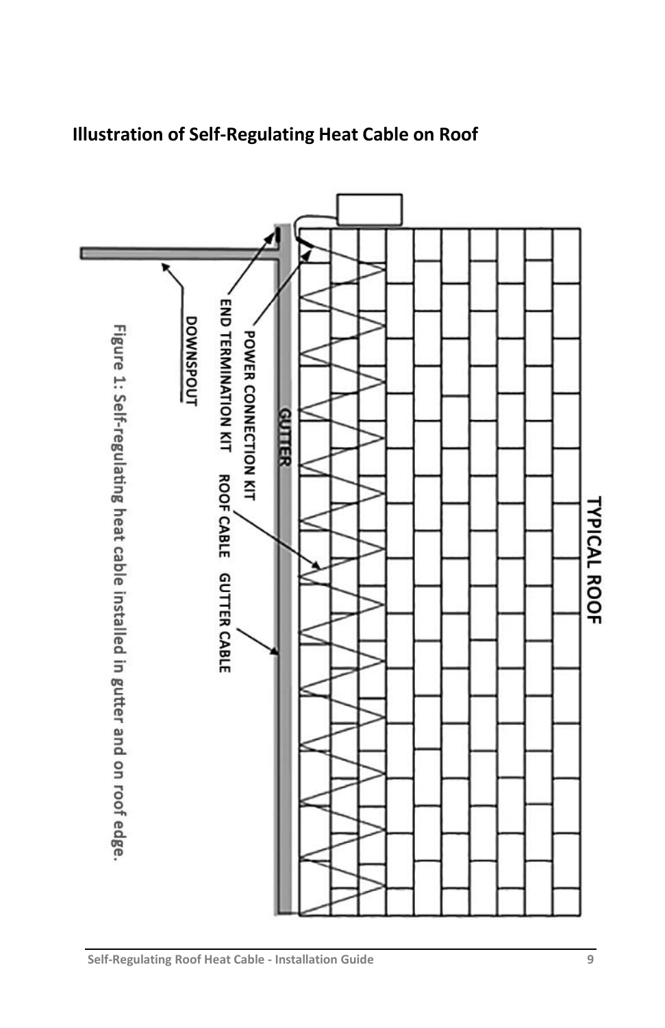## Illustration of Self-Regulating Heat Cable on Roof

TYPICAL ROOF

GUTTER

POWER CONNECTION KIT

END TERMINATION KIT

ROOF CABLE

GUTTER CABLE

DOWNSPOUT

Figure 1: Self-regulating heat cable installed in gutter and on roof edge.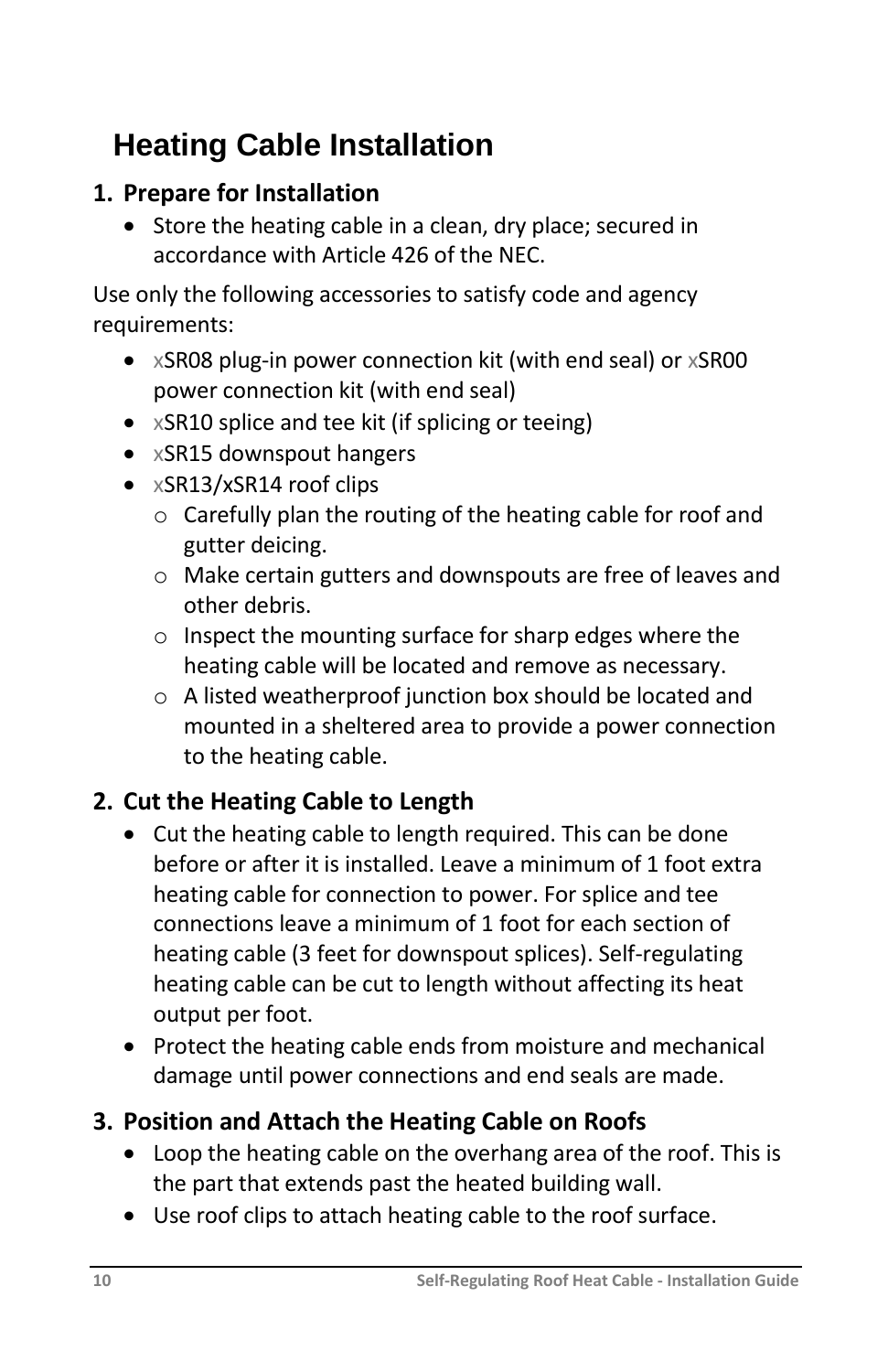# Heating Cable Installation

## 1. Prepare for Installation

- Store the heating cable in a clean, dry place; secured in accordance with Article 426 of the NEC.

Use only the following accessories to satisfy code and agency requirements:

- xSR08 plug-in power connection kit (with end seal) or xSR00 power connection kit (with end seal)
- xSR10 splice and tee kit (if splicing or teeing)
- xSR15 downspout hangers
- xSR13/xSR14 roof clips
  - Carefully plan the routing of the heating cable for roof and gutter deicing.
  - Make certain gutters and downspouts are free of leaves and other debris.
  - Inspect the mounting surface for sharp edges where the heating cable will be located and remove as necessary.
  - A listed weatherproof junction box should be located and mounted in a sheltered area to provide a power connection to the heating cable.

## 2. Cut the Heating Cable to Length

- Cut the heating cable to length required. This can be done before or after it is installed. Leave a minimum of 1 foot extra heating cable for connection to power. For splice and tee connections leave a minimum of 1 foot for each section of heating cable (3 feet for downspout splices). Self-regulating heating cable can be cut to length without affecting its heat output per foot.
- Protect the heating cable ends from moisture and mechanical damage until power connections and end seals are made.

## 3. Position and Attach the Heating Cable on Roofs

- Loop the heating cable on the overhang area of the roof. This is the part that extends past the heated building wall.
- Use roof clips to attach heating cable to the roof surface.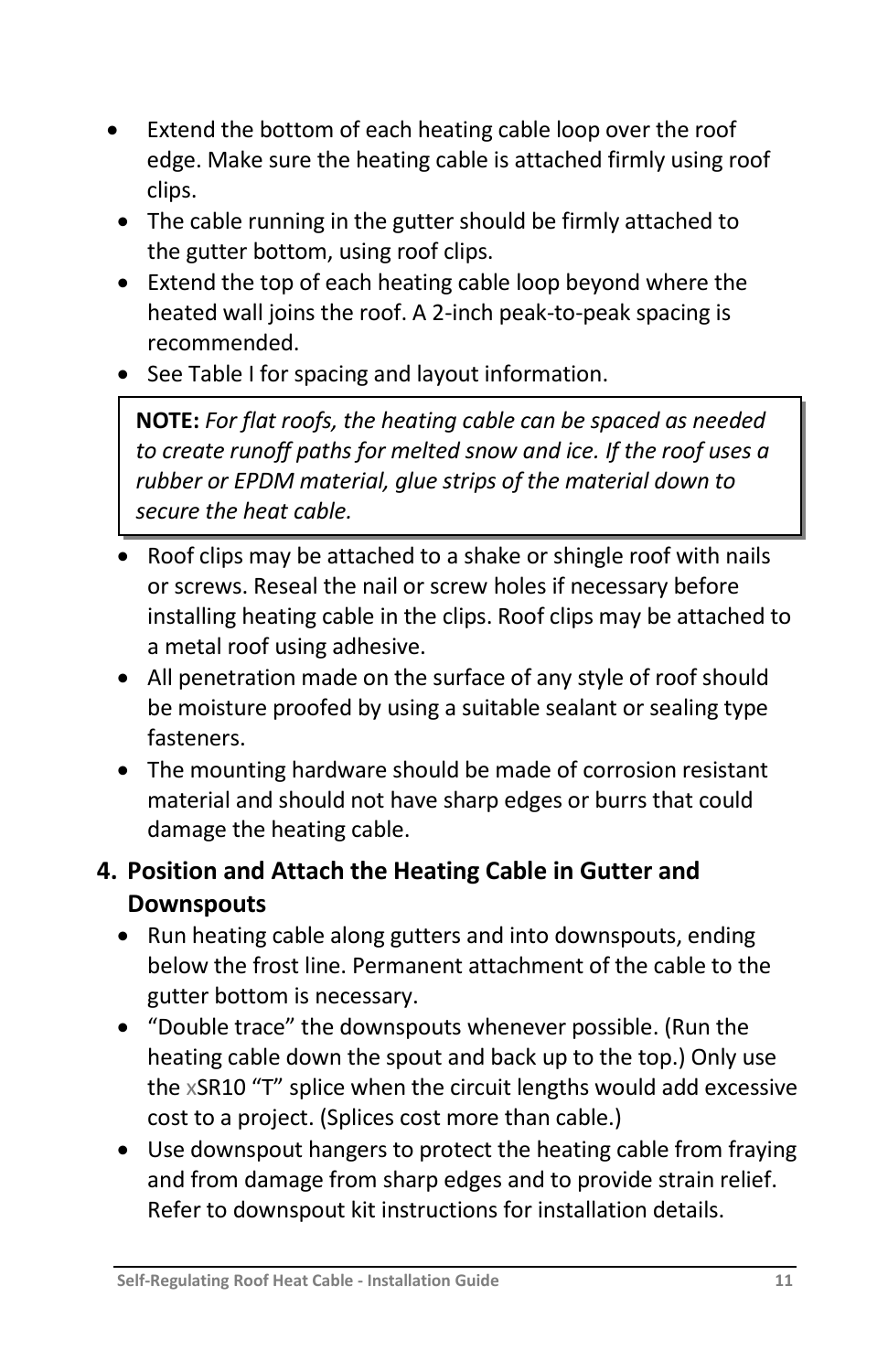- Extend the bottom of each heating cable loop over the roof edge. Make sure the heating cable is attached firmly using roof clips.
- The cable running in the gutter should be firmly attached to the gutter bottom, using roof clips.
- Extend the top of each heating cable loop beyond where the heated wall joins the roof. A 2-inch peak-to-peak spacing is recommended.
- See Table I for spacing and layout information.

> **NOTE:** *For flat roofs, the heating cable can be spaced as needed to create runoff paths for melted snow and ice. If the roof uses a rubber or EPDM material, glue strips of the material down to secure the heat cable.*

- Roof clips may be attached to a shake or shingle roof with nails or screws. Reseal the nail or screw holes if necessary before installing heating cable in the clips. Roof clips may be attached to a metal roof using adhesive.
- All penetration made on the surface of any style of roof should be moisture proofed by using a suitable sealant or sealing type fasteners.
- The mounting hardware should be made of corrosion resistant material and should not have sharp edges or burrs that could damage the heating cable.

## 4. Position and Attach the Heating Cable in Gutter and Downspouts

- Run heating cable along gutters and into downspouts, ending below the frost line. Permanent attachment of the cable to the gutter bottom is necessary.
- "Double trace" the downspouts whenever possible. (Run the heating cable down the spout and back up to the top.) Only use the xSR10 "T" splice when the circuit lengths would add excessive cost to a project. (Splices cost more than cable.)
- Use downspout hangers to protect the heating cable from fraying and from damage from sharp edges and to provide strain relief. Refer to downspout kit instructions for installation details.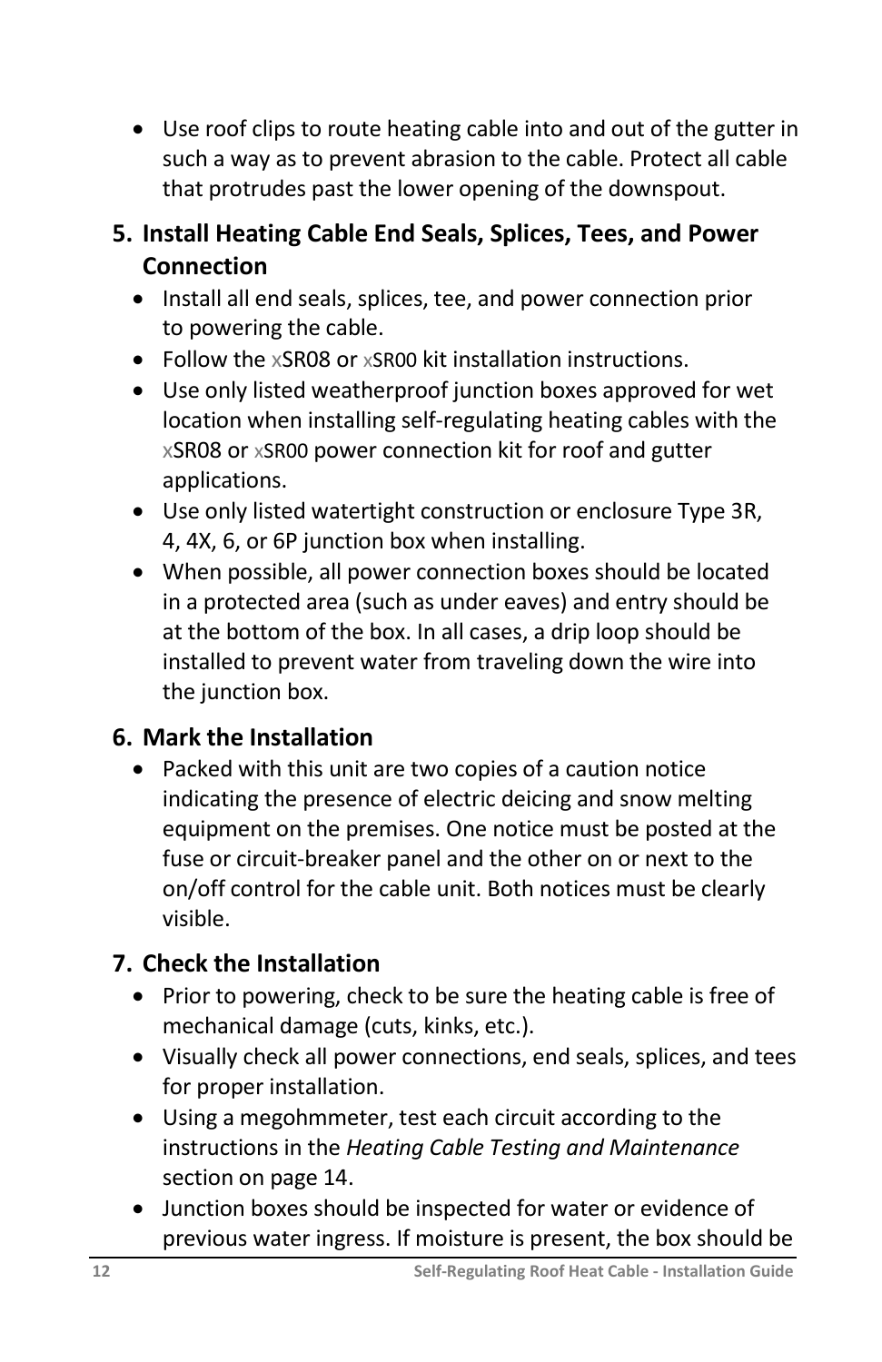- Use roof clips to route heating cable into and out of the gutter in such a way as to prevent abrasion to the cable. Protect all cable that protrudes past the lower opening of the downspout.

## 5. Install Heating Cable End Seals, Splices, Tees, and Power Connection

- Install all end seals, splices, tee, and power connection prior to powering the cable.
- Follow the xSR08 or xSR00 kit installation instructions.
- Use only listed weatherproof junction boxes approved for wet location when installing self-regulating heating cables with the xSR08 or xSR00 power connection kit for roof and gutter applications.
- Use only listed watertight construction or enclosure Type 3R, 4, 4X, 6, or 6P junction box when installing.
- When possible, all power connection boxes should be located in a protected area (such as under eaves) and entry should be at the bottom of the box. In all cases, a drip loop should be installed to prevent water from traveling down the wire into the junction box.

## 6. Mark the Installation

- Packed with this unit are two copies of a caution notice indicating the presence of electric deicing and snow melting equipment on the premises. One notice must be posted at the fuse or circuit-breaker panel and the other on or next to the on/off control for the cable unit. Both notices must be clearly visible.

## 7. Check the Installation

- Prior to powering, check to be sure the heating cable is free of mechanical damage (cuts, kinks, etc.).
- Visually check all power connections, end seals, splices, and tees for proper installation.
- Using a megohmmeter, test each circuit according to the instructions in the *Heating Cable Testing and Maintenance* section on page 14.
- Junction boxes should be inspected for water or evidence of previous water ingress. If moisture is present, the box should be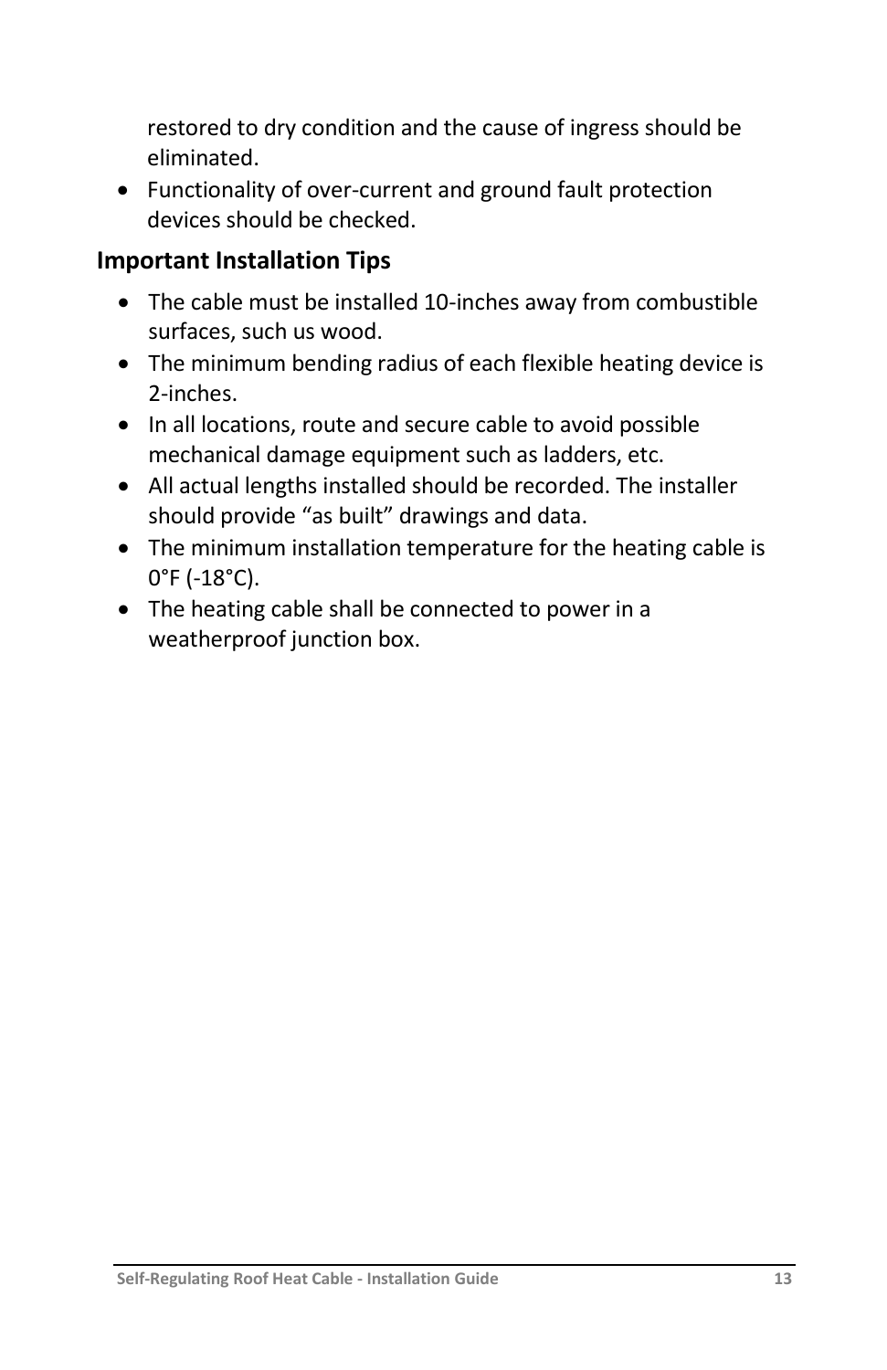restored to dry condition and the cause of ingress should be eliminated.

- Functionality of over-current and ground fault protection devices should be checked.

## Important Installation Tips

- The cable must be installed 10-inches away from combustible surfaces, such us wood.
- The minimum bending radius of each flexible heating device is 2-inches.
- In all locations, route and secure cable to avoid possible mechanical damage equipment such as ladders, etc.
- All actual lengths installed should be recorded. The installer should provide "as built" drawings and data.
- The minimum installation temperature for the heating cable is 0°F (-18°C).
- The heating cable shall be connected to power in a weatherproof junction box.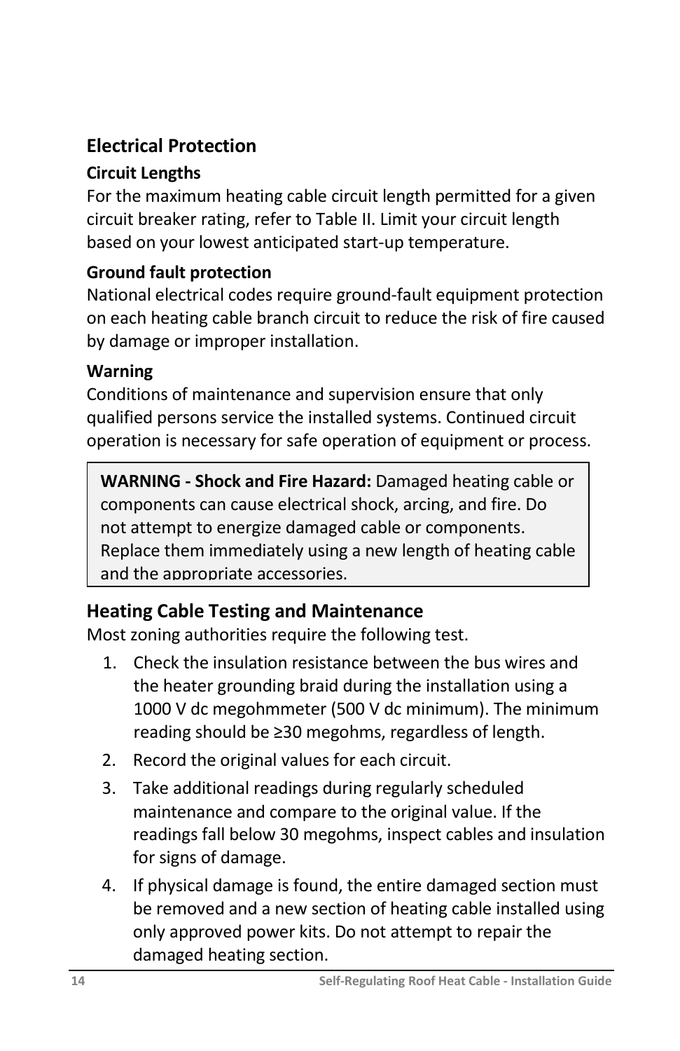## Electrical Protection

### Circuit Lengths

For the maximum heating cable circuit length permitted for a given circuit breaker rating, refer to Table II. Limit your circuit length based on your lowest anticipated start-up temperature.

### Ground fault protection

National electrical codes require ground-fault equipment protection on each heating cable branch circuit to reduce the risk of fire caused by damage or improper installation.

### Warning

Conditions of maintenance and supervision ensure that only qualified persons service the installed systems. Continued circuit operation is necessary for safe operation of equipment or process.

> **WARNING - Shock and Fire Hazard:** Damaged heating cable or components can cause electrical shock, arcing, and fire. Do not attempt to energize damaged cable or components. Replace them immediately using a new length of heating cable and the appropriate accessories.

## Heating Cable Testing and Maintenance

Most zoning authorities require the following test.

1. Check the insulation resistance between the bus wires and the heater grounding braid during the installation using a 1000 V dc megohmmeter (500 V dc minimum). The minimum reading should be ≥30 megohms, regardless of length.
2. Record the original values for each circuit.
3. Take additional readings during regularly scheduled maintenance and compare to the original value. If the readings fall below 30 megohms, inspect cables and insulation for signs of damage.
4. If physical damage is found, the entire damaged section must be removed and a new section of heating cable installed using only approved power kits. Do not attempt to repair the damaged heating section.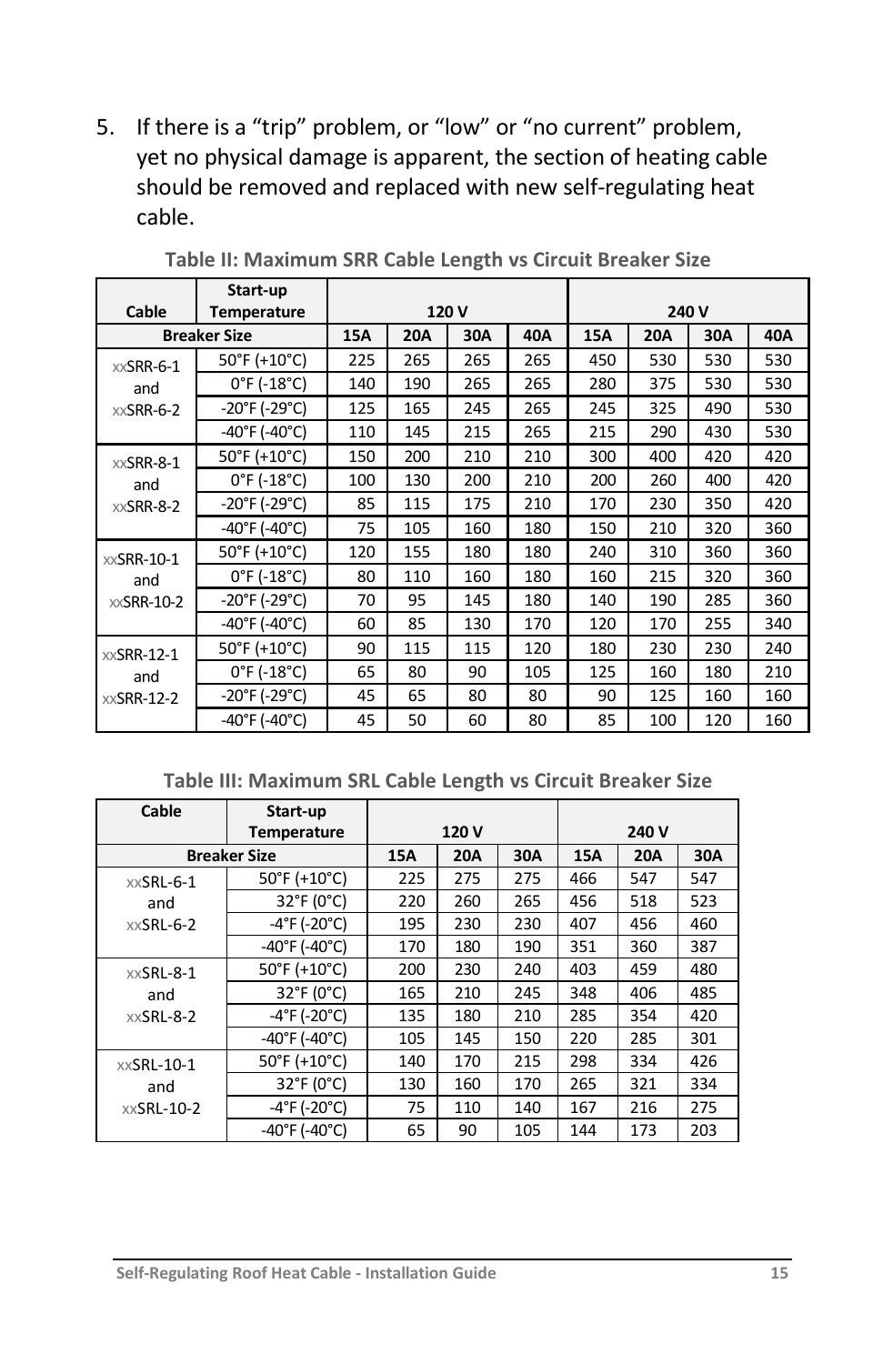5. If there is a “trip” problem, or “low” or “no current” problem, yet no physical damage is apparent, the section of heating cable should be removed and replaced with new self-regulating heat cable.

**Table II: Maximum SRR Cable Length vs Circuit Breaker Size**

| Cable | Start-up Temperature | 120 V | | | | 240 V | | | |
|---|---|---|---|---|---|---|---|---|---|
| Breaker Size | | 15A | 20A | 30A | 40A | 15A | 20A | 30A | 40A |
| xxSRR-6-1 and xxSRR-6-2 | 50°F (+10°C) | 225 | 265 | 265 | 265 | 450 | 530 | 530 | 530 |
| | 0°F (-18°C) | 140 | 190 | 265 | 265 | 280 | 375 | 530 | 530 |
| | -20°F (-29°C) | 125 | 165 | 245 | 265 | 245 | 325 | 490 | 530 |
| | -40°F (-40°C) | 110 | 145 | 215 | 265 | 215 | 290 | 430 | 530 |
| xxSRR-8-1 and xxSRR-8-2 | 50°F (+10°C) | 150 | 200 | 210 | 210 | 300 | 400 | 420 | 420 |
| | 0°F (-18°C) | 100 | 130 | 200 | 210 | 200 | 260 | 400 | 420 |
| | -20°F (-29°C) | 85 | 115 | 175 | 210 | 170 | 230 | 350 | 420 |
| | -40°F (-40°C) | 75 | 105 | 160 | 180 | 150 | 210 | 320 | 360 |
| xxSRR-10-1 and xxSRR-10-2 | 50°F (+10°C) | 120 | 155 | 180 | 180 | 240 | 310 | 360 | 360 |
| | 0°F (-18°C) | 80 | 110 | 160 | 180 | 160 | 215 | 320 | 360 |
| | -20°F (-29°C) | 70 | 95 | 145 | 180 | 140 | 190 | 285 | 360 |
| | -40°F (-40°C) | 60 | 85 | 130 | 170 | 120 | 170 | 255 | 340 |
| xxSRR-12-1 and xxSRR-12-2 | 50°F (+10°C) | 90 | 115 | 115 | 120 | 180 | 230 | 230 | 240 |
| | 0°F (-18°C) | 65 | 80 | 90 | 105 | 125 | 160 | 180 | 210 |
| | -20°F (-29°C) | 45 | 65 | 80 | 80 | 90 | 125 | 160 | 160 |
| | -40°F (-40°C) | 45 | 50 | 60 | 80 | 85 | 100 | 120 | 160 |

**Table III: Maximum SRL Cable Length vs Circuit Breaker Size**

| Cable | Start-up Temperature | 120 V | | | 240 V | | |
|---|---|---|---|---|---|---|---|
| Breaker Size | | 15A | 20A | 30A | 15A | 20A | 30A |
| xxSRL-6-1 and xxSRL-6-2 | 50°F (+10°C) | 225 | 275 | 275 | 466 | 547 | 547 |
| | 32°F (0°C) | 220 | 260 | 265 | 456 | 518 | 523 |
| | -4°F (-20°C) | 195 | 230 | 230 | 407 | 456 | 460 |
| | -40°F (-40°C) | 170 | 180 | 190 | 351 | 360 | 387 |
| xxSRL-8-1 and xxSRL-8-2 | 50°F (+10°C) | 200 | 230 | 240 | 403 | 459 | 480 |
| | 32°F (0°C) | 165 | 210 | 245 | 348 | 406 | 485 |
| | -4°F (-20°C) | 135 | 180 | 210 | 285 | 354 | 420 |
| | -40°F (-40°C) | 105 | 145 | 150 | 220 | 285 | 301 |
| xxSRL-10-1 and xxSRL-10-2 | 50°F (+10°C) | 140 | 170 | 215 | 298 | 334 | 426 |
| | 32°F (0°C) | 130 | 160 | 170 | 265 | 321 | 334 |
| | -4°F (-20°C) | 75 | 110 | 140 | 167 | 216 | 275 |
| | -40°F (-40°C) | 65 | 90 | 105 | 144 | 173 | 203 |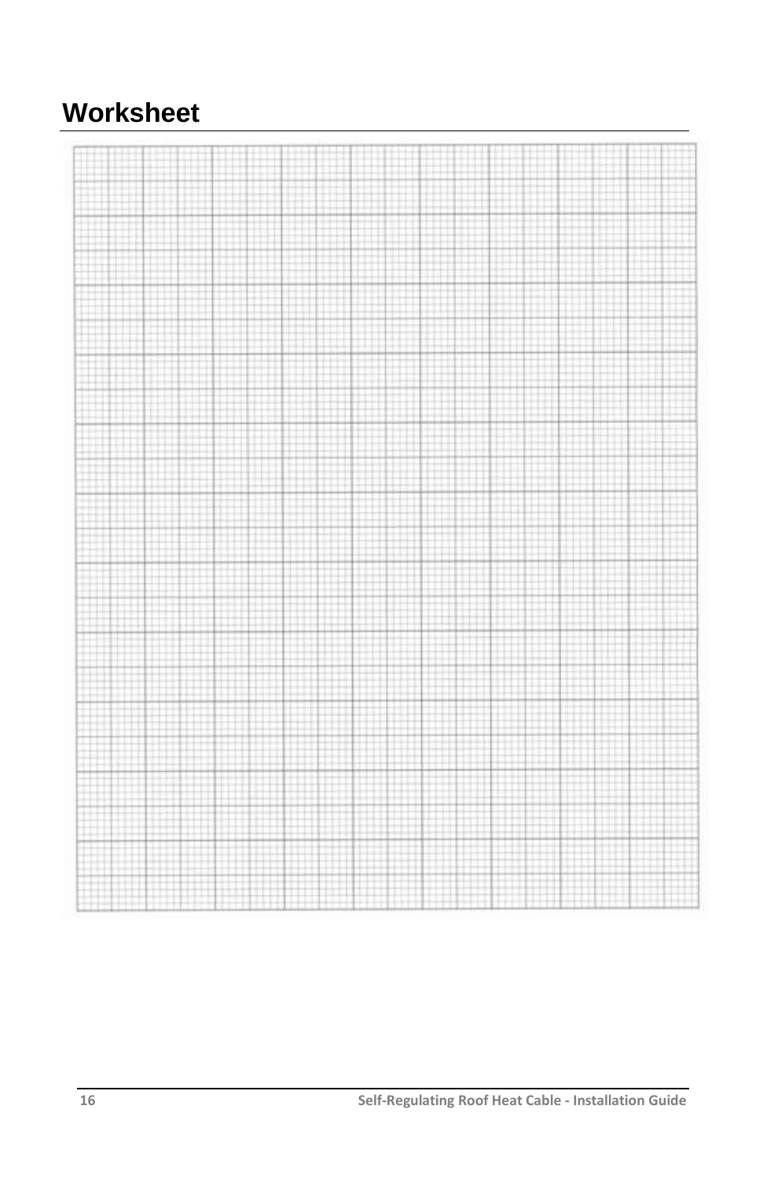# Worksheet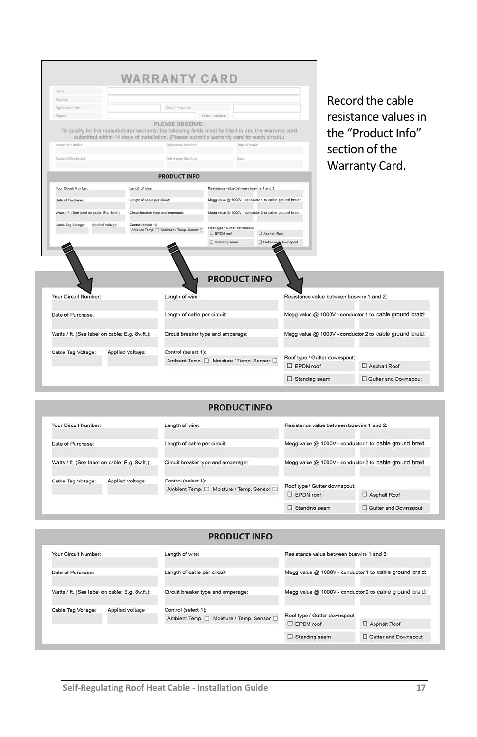# WARRANTY CARD

| | |
|---|---|
| Name: | |
| Address: | |
| Zip/Postal Code: | State / Province: |
| Phone: | Order number: |

**PLEASE OBSERVE:**

To qualify for the manufacturer warranty, the following fields must be filled in and the warranty card submitted within 14 days of installation. (Please submit a warranty card for each circuit.)

| | | |
|---|---|---|
| Name of Installer: | Telephone Number: | Date of Install: |
| Name of Electrician: | Telephone Number: | Date: |

Record the cable resistance values in the "Product Info" section of the Warranty Card.

## PRODUCT INFO

| | | |
|---|---|---|
| Your Circuit Number: | Length of wire: | Resistance value between buswire 1 and 2: |
| Date of Purchase: | Length of cable per circuit: | Megg value @ 1000V - conductor 1 to cable ground braid: |
| Watts / ft. (See label on cable; E.g. 8w.ft.): | Circuit breaker type and amperage: | Megg value @ 1000V - conductor 2 to cable ground braid: |
| Cable Tag Voltage: Applied voltage: | Control (select 1): ☐ Ambient Temp. ☐ Moisture / Temp. Sensor | Roof type / Gutter downspout: ☐ EPDM roof ☐ Asphalt Roof ☐ Standing seam ☐ Gutter and Downspout |

## PRODUCT INFO

| | | |
|---|---|---|
| Your Circuit Number: | Length of wire: | Resistance value between buswire 1 and 2: |
| Date of Purchase: | Length of cable per circuit: | Megg value @ 1000V - conductor 1 to cable ground braid: |
| Watts / ft. (See label on cable; E.g. 8w.ft.): | Circuit breaker type and amperage: | Megg value @ 1000V - conductor 2 to cable ground braid: |
| Cable Tag Voltage: Applied voltage: | Control (select 1): ☐ Ambient Temp. ☐ Moisture / Temp. Sensor | Roof type / Gutter downspout: ☐ EPDM roof ☐ Asphalt Roof ☐ Standing seam ☐ Gutter and Downspout |

## PRODUCT INFO

| | | |
|---|---|---|
| Your Circuit Number: | Length of wire: | Resistance value between buswire 1 and 2: |
| Date of Purchase: | Length of cable per circuit: | Megg value @ 1000V - conductor 1 to cable ground braid: |
| Watts / ft. (See label on cable; E.g. 8w.ft.): | Circuit breaker type and amperage: | Megg value @ 1000V - conductor 2 to cable ground braid: |
| Cable Tag Voltage: Applied voltage: | Control (select 1): ☐ Ambient Temp. ☐ Moisture / Temp. Sensor | Roof type / Gutter downspout: ☐ EPDM roof ☐ Asphalt Roof ☐ Standing seam ☐ Gutter and Downspout |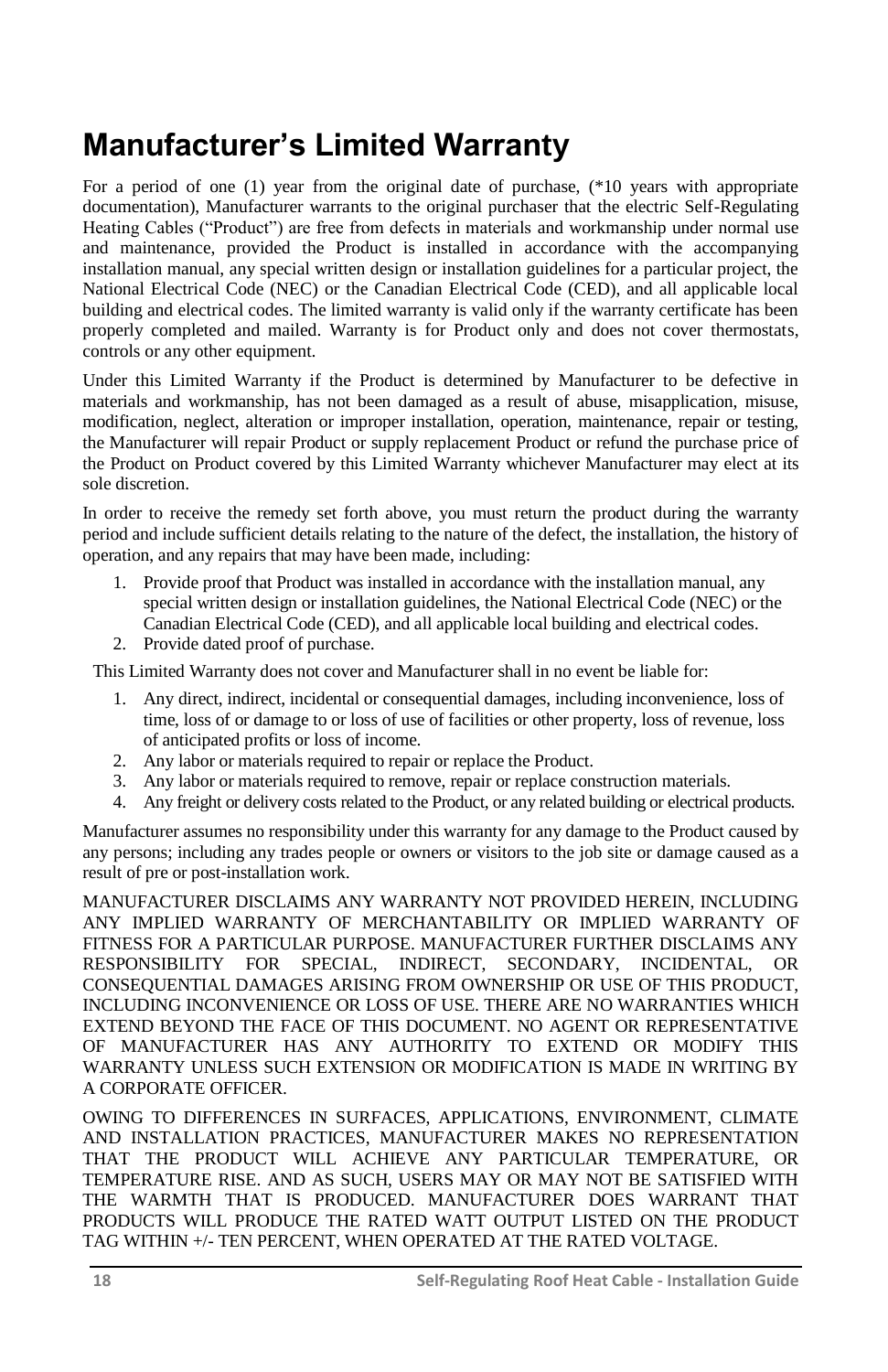# Manufacturer's Limited Warranty

For a period of one (1) year from the original date of purchase, (*10 years with appropriate documentation), Manufacturer warrants to the original purchaser that the electric Self-Regulating Heating Cables ("Product") are free from defects in materials and workmanship under normal use and maintenance, provided the Product is installed in accordance with the accompanying installation manual, any special written design or installation guidelines for a particular project, the National Electrical Code (NEC) or the Canadian Electrical Code (CED), and all applicable local building and electrical codes. The limited warranty is valid only if the warranty certificate has been properly completed and mailed. Warranty is for Product only and does not cover thermostats, controls or any other equipment.

Under this Limited Warranty if the Product is determined by Manufacturer to be defective in materials and workmanship, has not been damaged as a result of abuse, misapplication, misuse, modification, neglect, alteration or improper installation, operation, maintenance, repair or testing, the Manufacturer will repair Product or supply replacement Product or refund the purchase price of the Product on Product covered by this Limited Warranty whichever Manufacturer may elect at its sole discretion.

In order to receive the remedy set forth above, you must return the product during the warranty period and include sufficient details relating to the nature of the defect, the installation, the history of operation, and any repairs that may have been made, including:

1. Provide proof that Product was installed in accordance with the installation manual, any special written design or installation guidelines, the National Electrical Code (NEC) or the Canadian Electrical Code (CED), and all applicable local building and electrical codes.
2. Provide dated proof of purchase.

This Limited Warranty does not cover and Manufacturer shall in no event be liable for:

1. Any direct, indirect, incidental or consequential damages, including inconvenience, loss of time, loss of or damage to or loss of use of facilities or other property, loss of revenue, loss of anticipated profits or loss of income.
2. Any labor or materials required to repair or replace the Product.
3. Any labor or materials required to remove, repair or replace construction materials.
4. Any freight or delivery costs related to the Product, or any related building or electrical products.

Manufacturer assumes no responsibility under this warranty for any damage to the Product caused by any persons; including any trades people or owners or visitors to the job site or damage caused as a result of pre or post-installation work.

MANUFACTURER DISCLAIMS ANY WARRANTY NOT PROVIDED HEREIN, INCLUDING ANY IMPLIED WARRANTY OF MERCHANTABILITY OR IMPLIED WARRANTY OF FITNESS FOR A PARTICULAR PURPOSE. MANUFACTURER FURTHER DISCLAIMS ANY RESPONSIBILITY FOR SPECIAL, INDIRECT, SECONDARY, INCIDENTAL, OR CONSEQUENTIAL DAMAGES ARISING FROM OWNERSHIP OR USE OF THIS PRODUCT, INCLUDING INCONVENIENCE OR LOSS OF USE. THERE ARE NO WARRANTIES WHICH EXTEND BEYOND THE FACE OF THIS DOCUMENT. NO AGENT OR REPRESENTATIVE OF MANUFACTURER HAS ANY AUTHORITY TO EXTEND OR MODIFY THIS WARRANTY UNLESS SUCH EXTENSION OR MODIFICATION IS MADE IN WRITING BY A CORPORATE OFFICER.

OWING TO DIFFERENCES IN SURFACES, APPLICATIONS, ENVIRONMENT, CLIMATE AND INSTALLATION PRACTICES, MANUFACTURER MAKES NO REPRESENTATION THAT THE PRODUCT WILL ACHIEVE ANY PARTICULAR TEMPERATURE, OR TEMPERATURE RISE. AND AS SUCH, USERS MAY OR MAY NOT BE SATISFIED WITH THE WARMTH THAT IS PRODUCED. MANUFACTURER DOES WARRANT THAT PRODUCTS WILL PRODUCE THE RATED WATT OUTPUT LISTED ON THE PRODUCT TAG WITHIN +/- TEN PERCENT, WHEN OPERATED AT THE RATED VOLTAGE.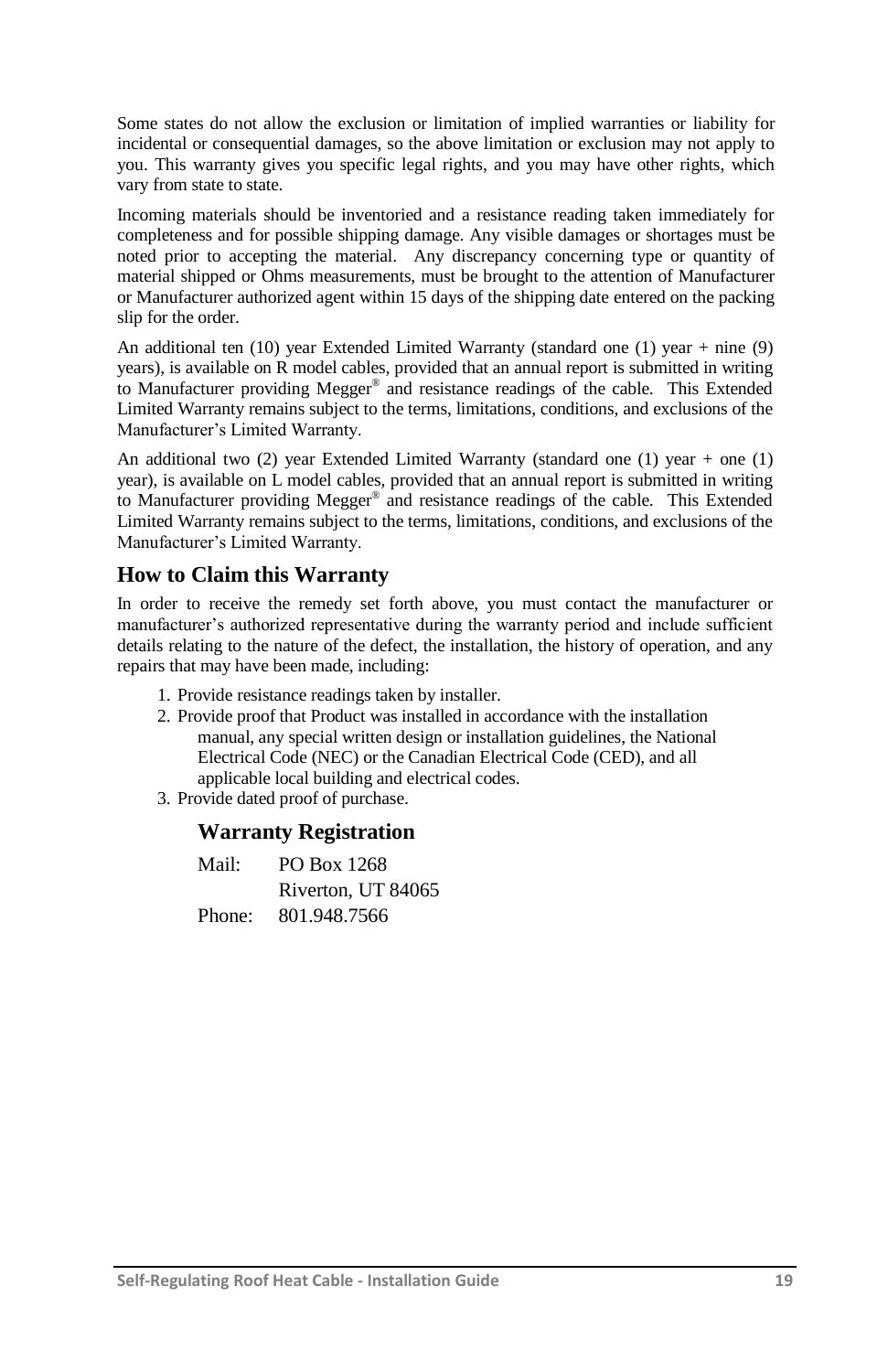Some states do not allow the exclusion or limitation of implied warranties or liability for incidental or consequential damages, so the above limitation or exclusion may not apply to you. This warranty gives you specific legal rights, and you may have other rights, which vary from state to state.

Incoming materials should be inventoried and a resistance reading taken immediately for completeness and for possible shipping damage. Any visible damages or shortages must be noted prior to accepting the material. Any discrepancy concerning type or quantity of material shipped or Ohms measurements, must be brought to the attention of Manufacturer or Manufacturer authorized agent within 15 days of the shipping date entered on the packing slip for the order.

An additional ten (10) year Extended Limited Warranty (standard one (1) year + nine (9) years), is available on R model cables, provided that an annual report is submitted in writing to Manufacturer providing Megger® and resistance readings of the cable. This Extended Limited Warranty remains subject to the terms, limitations, conditions, and exclusions of the Manufacturer's Limited Warranty.

An additional two (2) year Extended Limited Warranty (standard one (1) year + one (1) year), is available on L model cables, provided that an annual report is submitted in writing to Manufacturer providing Megger® and resistance readings of the cable. This Extended Limited Warranty remains subject to the terms, limitations, conditions, and exclusions of the Manufacturer's Limited Warranty.

## How to Claim this Warranty

In order to receive the remedy set forth above, you must contact the manufacturer or manufacturer's authorized representative during the warranty period and include sufficient details relating to the nature of the defect, the installation, the history of operation, and any repairs that may have been made, including:

1. Provide resistance readings taken by installer.
2. Provide proof that Product was installed in accordance with the installation manual, any special written design or installation guidelines, the National Electrical Code (NEC) or the Canadian Electrical Code (CED), and all applicable local building and electrical codes.
3. Provide dated proof of purchase.

### Warranty Registration

Mail: PO Box 1268
Riverton, UT 84065

Phone: 801.948.7566